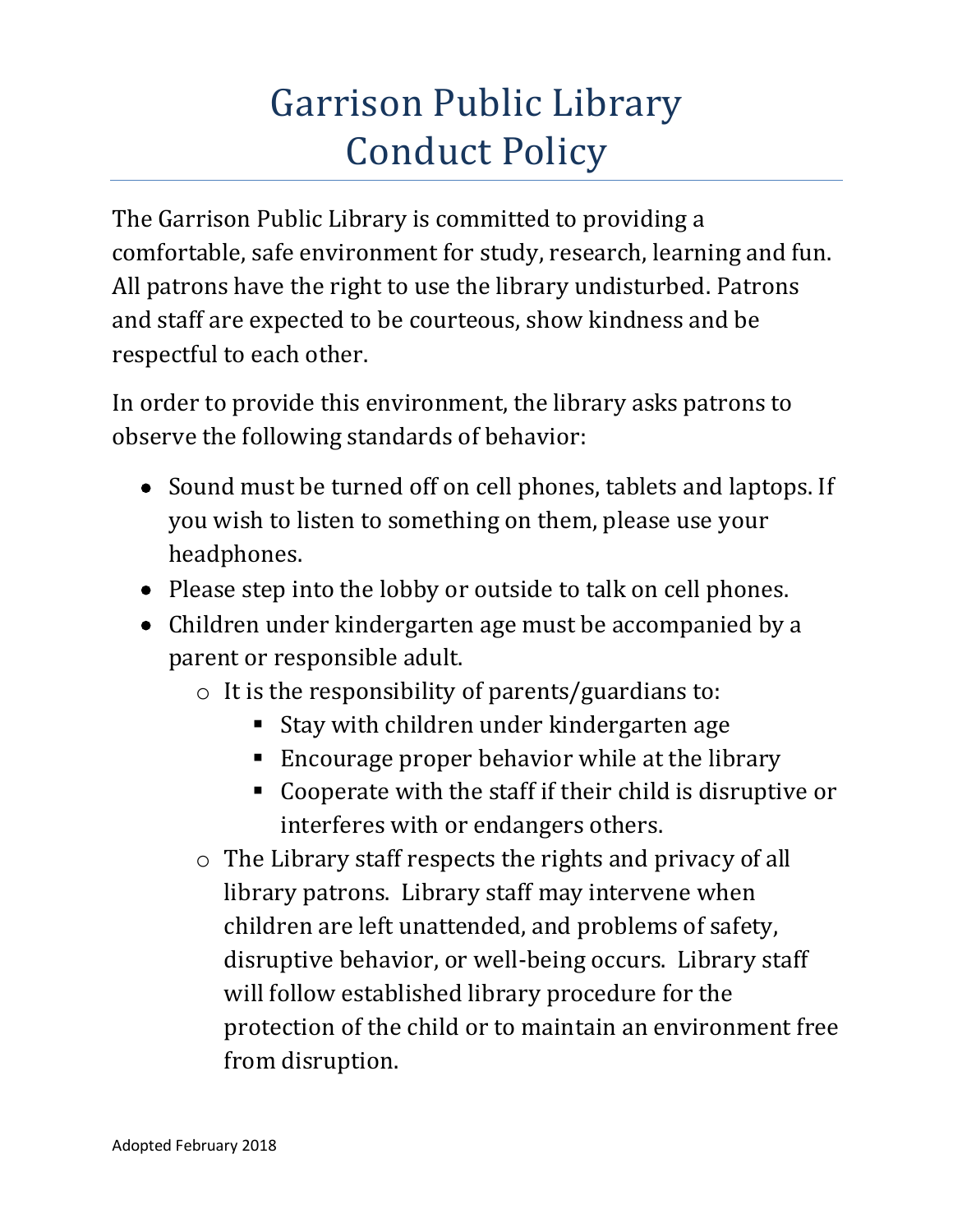# Garrison Public Library
# Conduct Policy

The Garrison Public Library is committed to providing a comfortable, safe environment for study, research, learning and fun. All patrons have the right to use the library undisturbed. Patrons and staff are expected to be courteous, show kindness and be respectful to each other.

In order to provide this environment, the library asks patrons to observe the following standards of behavior:

- Sound must be turned off on cell phones, tablets and laptops. If you wish to listen to something on them, please use your headphones.
- Please step into the lobby or outside to talk on cell phones.
- Children under kindergarten age must be accompanied by a parent or responsible adult.
  - It is the responsibility of parents/guardians to:
    - Stay with children under kindergarten age
    - Encourage proper behavior while at the library
    - Cooperate with the staff if their child is disruptive or interferes with or endangers others.
  - The Library staff respects the rights and privacy of all library patrons. Library staff may intervene when children are left unattended, and problems of safety, disruptive behavior, or well-being occurs. Library staff will follow established library procedure for the protection of the child or to maintain an environment free from disruption.

Adopted February 2018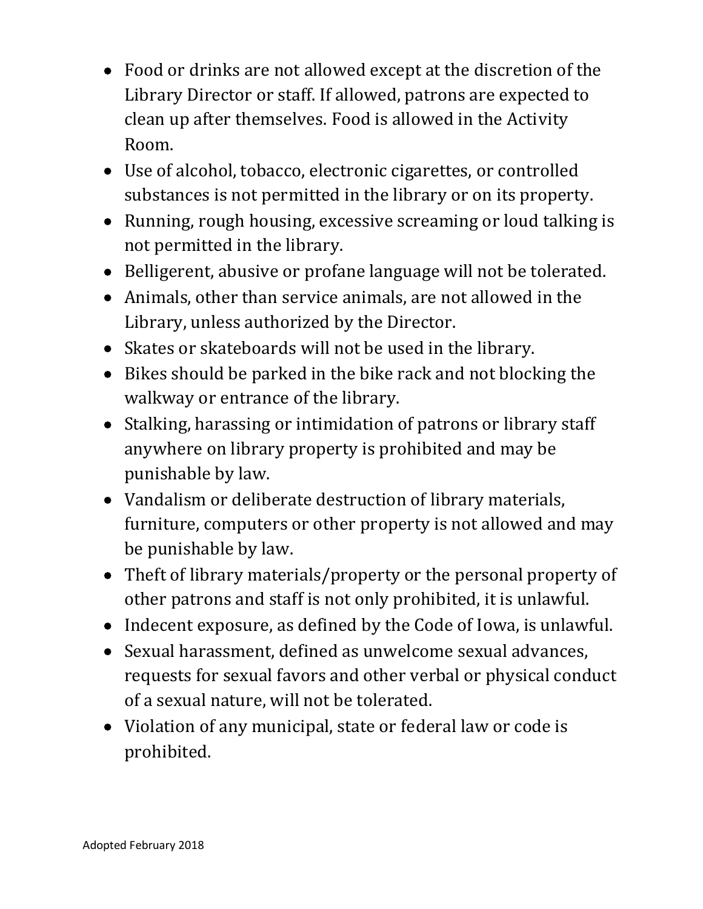- Food or drinks are not allowed except at the discretion of the Library Director or staff. If allowed, patrons are expected to clean up after themselves. Food is allowed in the Activity Room.
- Use of alcohol, tobacco, electronic cigarettes, or controlled substances is not permitted in the library or on its property.
- Running, rough housing, excessive screaming or loud talking is not permitted in the library.
- Belligerent, abusive or profane language will not be tolerated.
- Animals, other than service animals, are not allowed in the Library, unless authorized by the Director.
- Skates or skateboards will not be used in the library.
- Bikes should be parked in the bike rack and not blocking the walkway or entrance of the library.
- Stalking, harassing or intimidation of patrons or library staff anywhere on library property is prohibited and may be punishable by law.
- Vandalism or deliberate destruction of library materials, furniture, computers or other property is not allowed and may be punishable by law.
- Theft of library materials/property or the personal property of other patrons and staff is not only prohibited, it is unlawful.
- Indecent exposure, as defined by the Code of Iowa, is unlawful.
- Sexual harassment, defined as unwelcome sexual advances, requests for sexual favors and other verbal or physical conduct of a sexual nature, will not be tolerated.
- Violation of any municipal, state or federal law or code is prohibited.

Adopted February 2018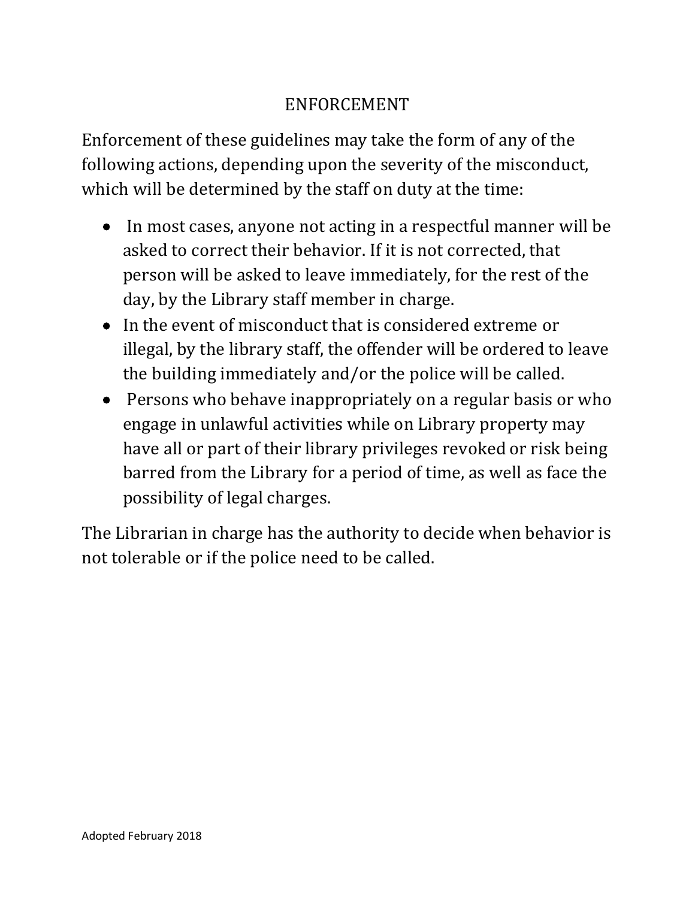# ENFORCEMENT

Enforcement of these guidelines may take the form of any of the following actions, depending upon the severity of the misconduct, which will be determined by the staff on duty at the time:

- In most cases, anyone not acting in a respectful manner will be asked to correct their behavior. If it is not corrected, that person will be asked to leave immediately, for the rest of the day, by the Library staff member in charge.
- In the event of misconduct that is considered extreme or illegal, by the library staff, the offender will be ordered to leave the building immediately and/or the police will be called.
- Persons who behave inappropriately on a regular basis or who engage in unlawful activities while on Library property may have all or part of their library privileges revoked or risk being barred from the Library for a period of time, as well as face the possibility of legal charges.

The Librarian in charge has the authority to decide when behavior is not tolerable or if the police need to be called.

Adopted February 2018